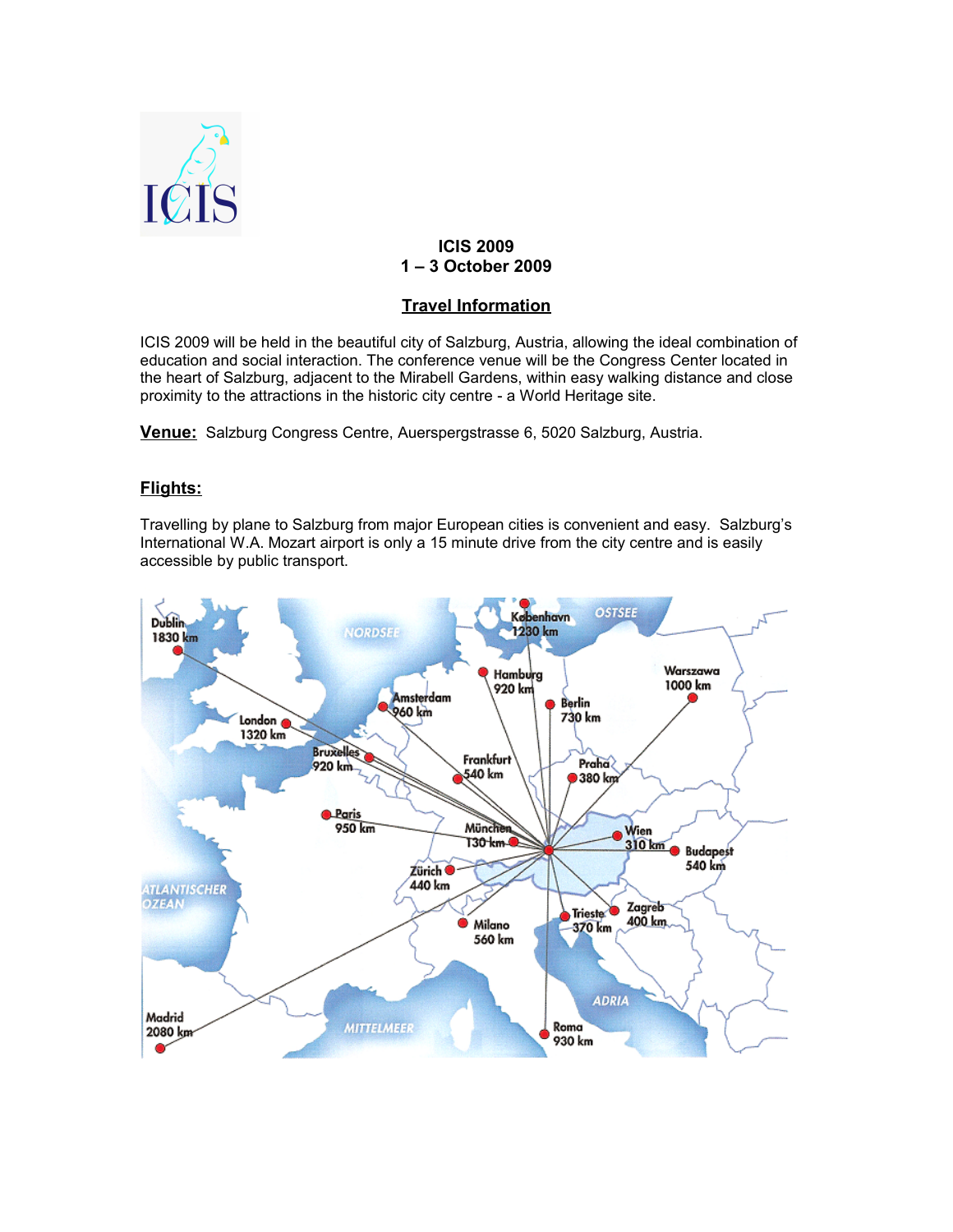# ICIS 2009
## 1 – 3 October 2009

## Travel Information

ICIS 2009 will be held in the beautiful city of Salzburg, Austria, allowing the ideal combination of education and social interaction. The conference venue will be the Congress Center located in the heart of Salzburg, adjacent to the Mirabell Gardens, within easy walking distance and close proximity to the attractions in the historic city centre - a World Heritage site.

**Venue:** Salzburg Congress Centre, Auerspergstrasse 6, 5020 Salzburg, Austria.

## Flights:

Travelling by plane to Salzburg from major European cities is convenient and easy. Salzburg's International W.A. Mozart airport is only a 15 minute drive from the city centre and is easily accessible by public transport.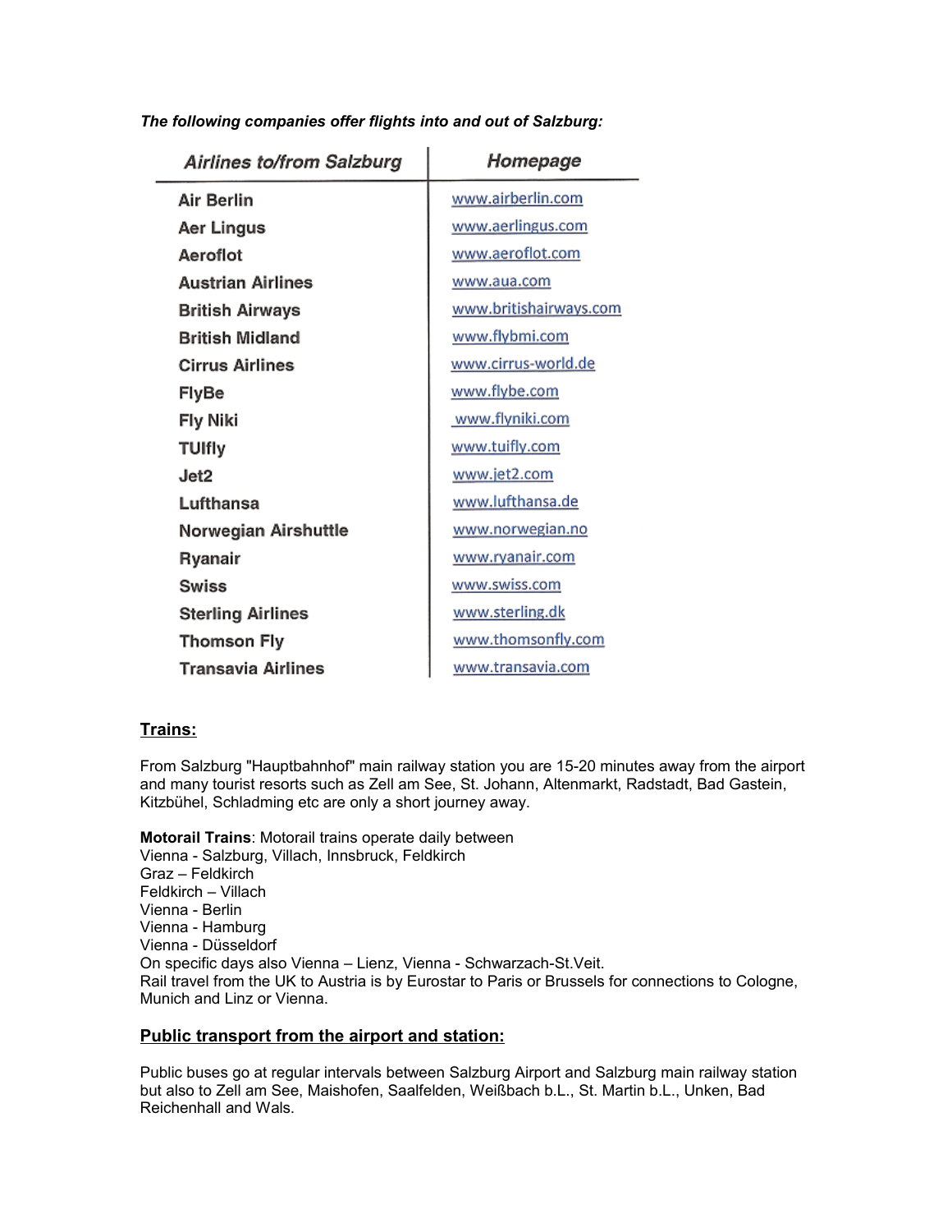*The following companies offer flights into and out of Salzburg:*

| Airlines to/from Salzburg | Homepage |
|---|---|
| Air Berlin | www.airberlin.com |
| Aer Lingus | www.aerlingus.com |
| Aeroflot | www.aeroflot.com |
| Austrian Airlines | www.aua.com |
| British Airways | www.britishairways.com |
| British Midland | www.flybmi.com |
| Cirrus Airlines | www.cirrus-world.de |
| FlyBe | www.flybe.com |
| Fly Niki | www.flyniki.com |
| TUIfly | www.tuifly.com |
| Jet2 | www.jet2.com |
| Lufthansa | www.lufthansa.de |
| Norwegian Airshuttle | www.norwegian.no |
| Ryanair | www.ryanair.com |
| Swiss | www.swiss.com |
| Sterling Airlines | www.sterling.dk |
| Thomson Fly | www.thomsonfly.com |
| Transavia Airlines | www.transavia.com |

## Trains:

From Salzburg "Hauptbahnhof" main railway station you are 15-20 minutes away from the airport and many tourist resorts such as Zell am See, St. Johann, Altenmarkt, Radstadt, Bad Gastein, Kitzbühel, Schladming etc are only a short journey away.

**Motorail Trains**: Motorail trains operate daily between
Vienna - Salzburg, Villach, Innsbruck, Feldkirch
Graz – Feldkirch
Feldkirch – Villach
Vienna - Berlin
Vienna - Hamburg
Vienna - Düsseldorf
On specific days also Vienna – Lienz, Vienna - Schwarzach-St.Veit.
Rail travel from the UK to Austria is by Eurostar to Paris or Brussels for connections to Cologne, Munich and Linz or Vienna.

## Public transport from the airport and station:

Public buses go at regular intervals between Salzburg Airport and Salzburg main railway station but also to Zell am See, Maishofen, Saalfelden, Weißbach b.L., St. Martin b.L., Unken, Bad Reichenhall and Wals.